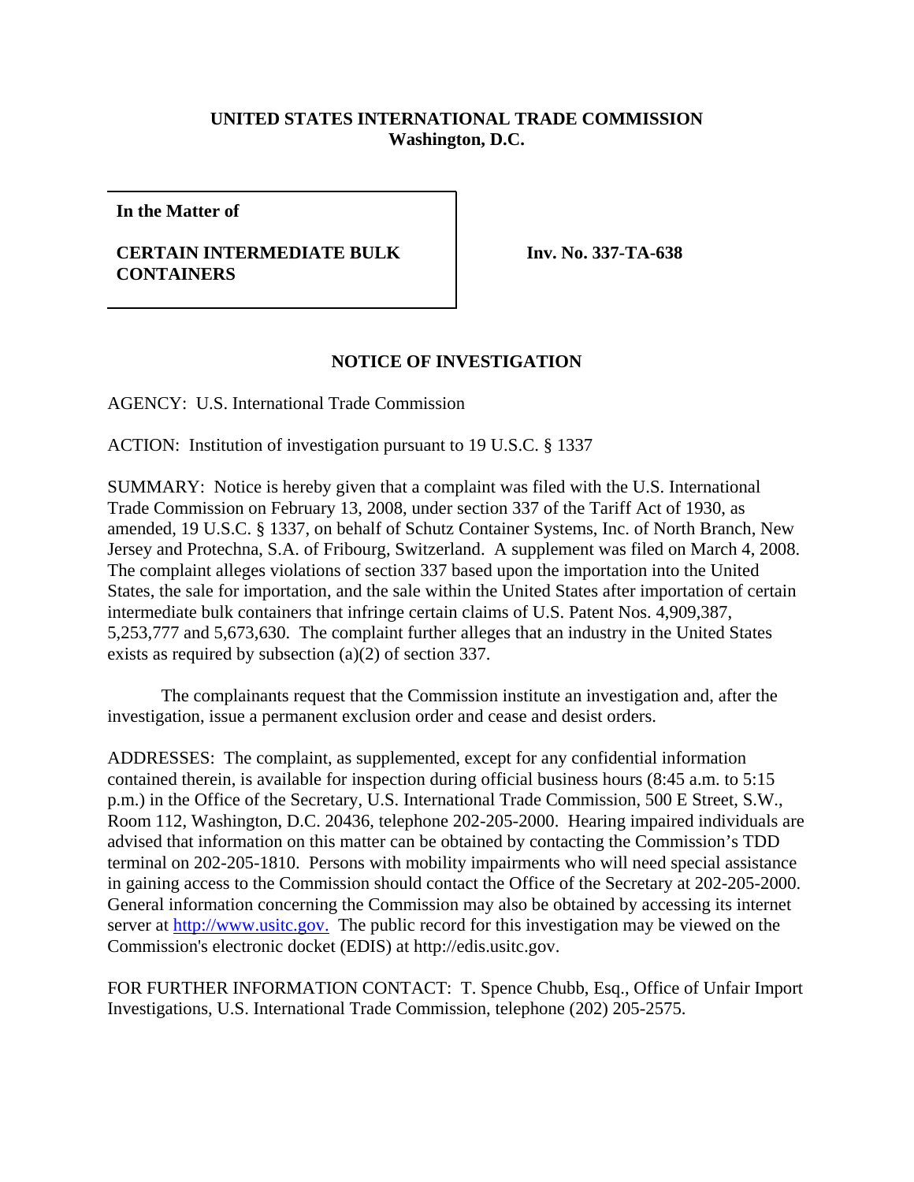**UNITED STATES INTERNATIONAL TRADE COMMISSION**
**Washington, D.C.**

| **In the Matter of** | |
|---|---|
| **CERTAIN INTERMEDIATE BULK CONTAINERS** | **Inv. No. 337-TA-638** |

## NOTICE OF INVESTIGATION

AGENCY: U.S. International Trade Commission

ACTION: Institution of investigation pursuant to 19 U.S.C. § 1337

SUMMARY: Notice is hereby given that a complaint was filed with the U.S. International Trade Commission on February 13, 2008, under section 337 of the Tariff Act of 1930, as amended, 19 U.S.C. § 1337, on behalf of Schutz Container Systems, Inc. of North Branch, New Jersey and Protechna, S.A. of Fribourg, Switzerland. A supplement was filed on March 4, 2008. The complaint alleges violations of section 337 based upon the importation into the United States, the sale for importation, and the sale within the United States after importation of certain intermediate bulk containers that infringe certain claims of U.S. Patent Nos. 4,909,387, 5,253,777 and 5,673,630. The complaint further alleges that an industry in the United States exists as required by subsection (a)(2) of section 337.

The complainants request that the Commission institute an investigation and, after the investigation, issue a permanent exclusion order and cease and desist orders.

ADDRESSES: The complaint, as supplemented, except for any confidential information contained therein, is available for inspection during official business hours (8:45 a.m. to 5:15 p.m.) in the Office of the Secretary, U.S. International Trade Commission, 500 E Street, S.W., Room 112, Washington, D.C. 20436, telephone 202-205-2000. Hearing impaired individuals are advised that information on this matter can be obtained by contacting the Commission's TDD terminal on 202-205-1810. Persons with mobility impairments who will need special assistance in gaining access to the Commission should contact the Office of the Secretary at 202-205-2000. General information concerning the Commission may also be obtained by accessing its internet server at http://www.usitc.gov. The public record for this investigation may be viewed on the Commission's electronic docket (EDIS) at http://edis.usitc.gov.

FOR FURTHER INFORMATION CONTACT: T. Spence Chubb, Esq., Office of Unfair Import Investigations, U.S. International Trade Commission, telephone (202) 205-2575.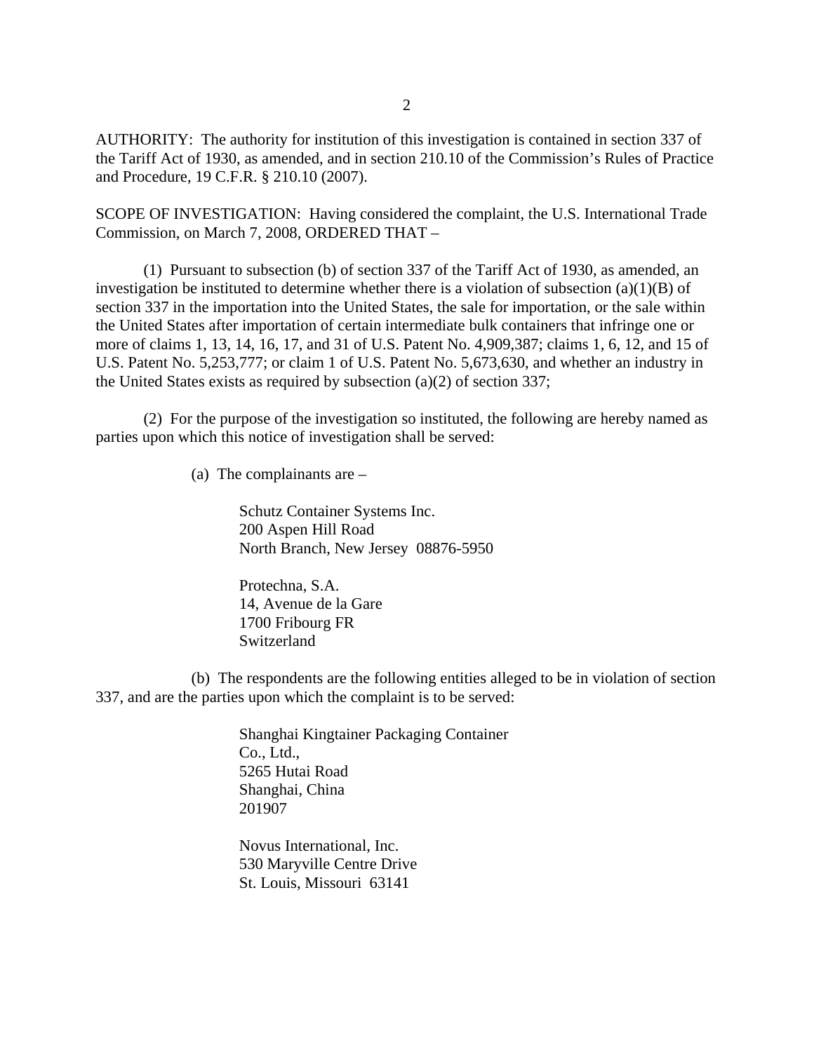AUTHORITY: The authority for institution of this investigation is contained in section 337 of the Tariff Act of 1930, as amended, and in section 210.10 of the Commission's Rules of Practice and Procedure, 19 C.F.R. § 210.10 (2007).

SCOPE OF INVESTIGATION: Having considered the complaint, the U.S. International Trade Commission, on March 7, 2008, ORDERED THAT –

(1) Pursuant to subsection (b) of section 337 of the Tariff Act of 1930, as amended, an investigation be instituted to determine whether there is a violation of subsection (a)(1)(B) of section 337 in the importation into the United States, the sale for importation, or the sale within the United States after importation of certain intermediate bulk containers that infringe one or more of claims 1, 13, 14, 16, 17, and 31 of U.S. Patent No. 4,909,387; claims 1, 6, 12, and 15 of U.S. Patent No. 5,253,777; or claim 1 of U.S. Patent No. 5,673,630, and whether an industry in the United States exists as required by subsection (a)(2) of section 337;

(2) For the purpose of the investigation so instituted, the following are hereby named as parties upon which this notice of investigation shall be served:

(a) The complainants are –

Schutz Container Systems Inc.
200 Aspen Hill Road
North Branch, New Jersey 08876-5950

Protechna, S.A.
14, Avenue de la Gare
1700 Fribourg FR
Switzerland

(b) The respondents are the following entities alleged to be in violation of section 337, and are the parties upon which the complaint is to be served:

Shanghai Kingtainer Packaging Container
Co., Ltd.,
5265 Hutai Road
Shanghai, China
201907

Novus International, Inc.
530 Maryville Centre Drive
St. Louis, Missouri 63141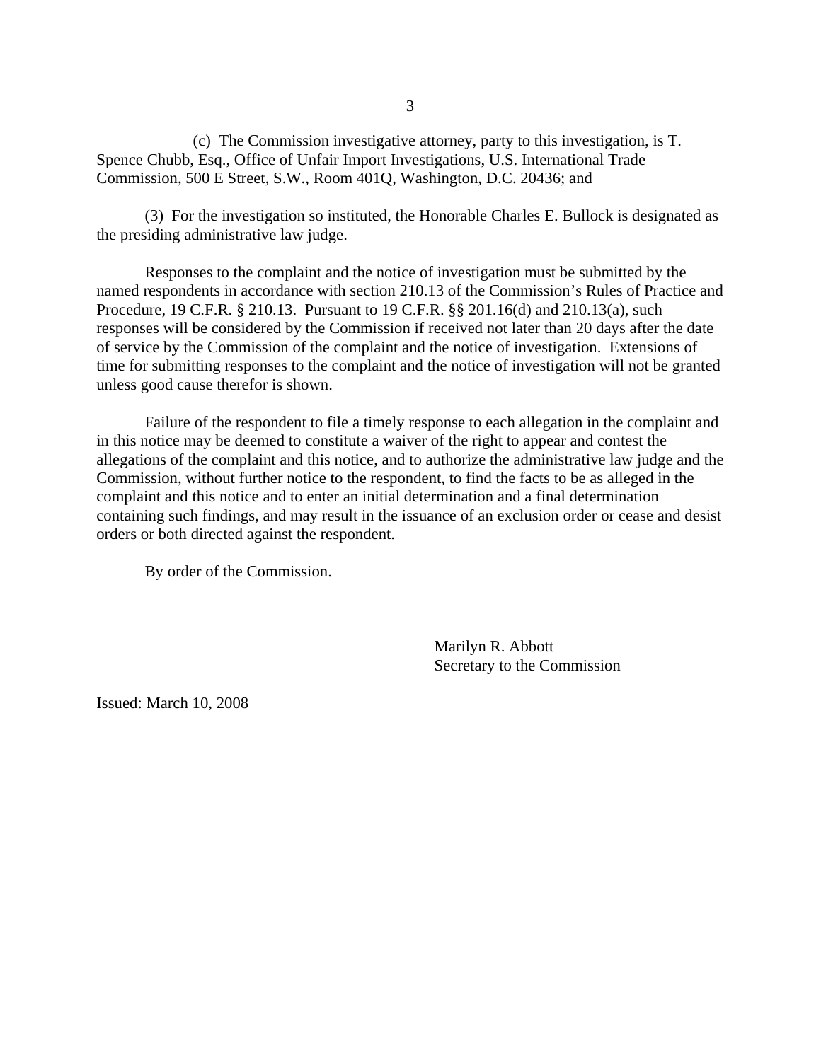(c) The Commission investigative attorney, party to this investigation, is T. Spence Chubb, Esq., Office of Unfair Import Investigations, U.S. International Trade Commission, 500 E Street, S.W., Room 401Q, Washington, D.C. 20436; and

(3) For the investigation so instituted, the Honorable Charles E. Bullock is designated as the presiding administrative law judge.

Responses to the complaint and the notice of investigation must be submitted by the named respondents in accordance with section 210.13 of the Commission's Rules of Practice and Procedure, 19 C.F.R. § 210.13. Pursuant to 19 C.F.R. §§ 201.16(d) and 210.13(a), such responses will be considered by the Commission if received not later than 20 days after the date of service by the Commission of the complaint and the notice of investigation. Extensions of time for submitting responses to the complaint and the notice of investigation will not be granted unless good cause therefor is shown.

Failure of the respondent to file a timely response to each allegation in the complaint and in this notice may be deemed to constitute a waiver of the right to appear and contest the allegations of the complaint and this notice, and to authorize the administrative law judge and the Commission, without further notice to the respondent, to find the facts to be as alleged in the complaint and this notice and to enter an initial determination and a final determination containing such findings, and may result in the issuance of an exclusion order or cease and desist orders or both directed against the respondent.

By order of the Commission.

Marilyn R. Abbott
Secretary to the Commission

Issued: March 10, 2008